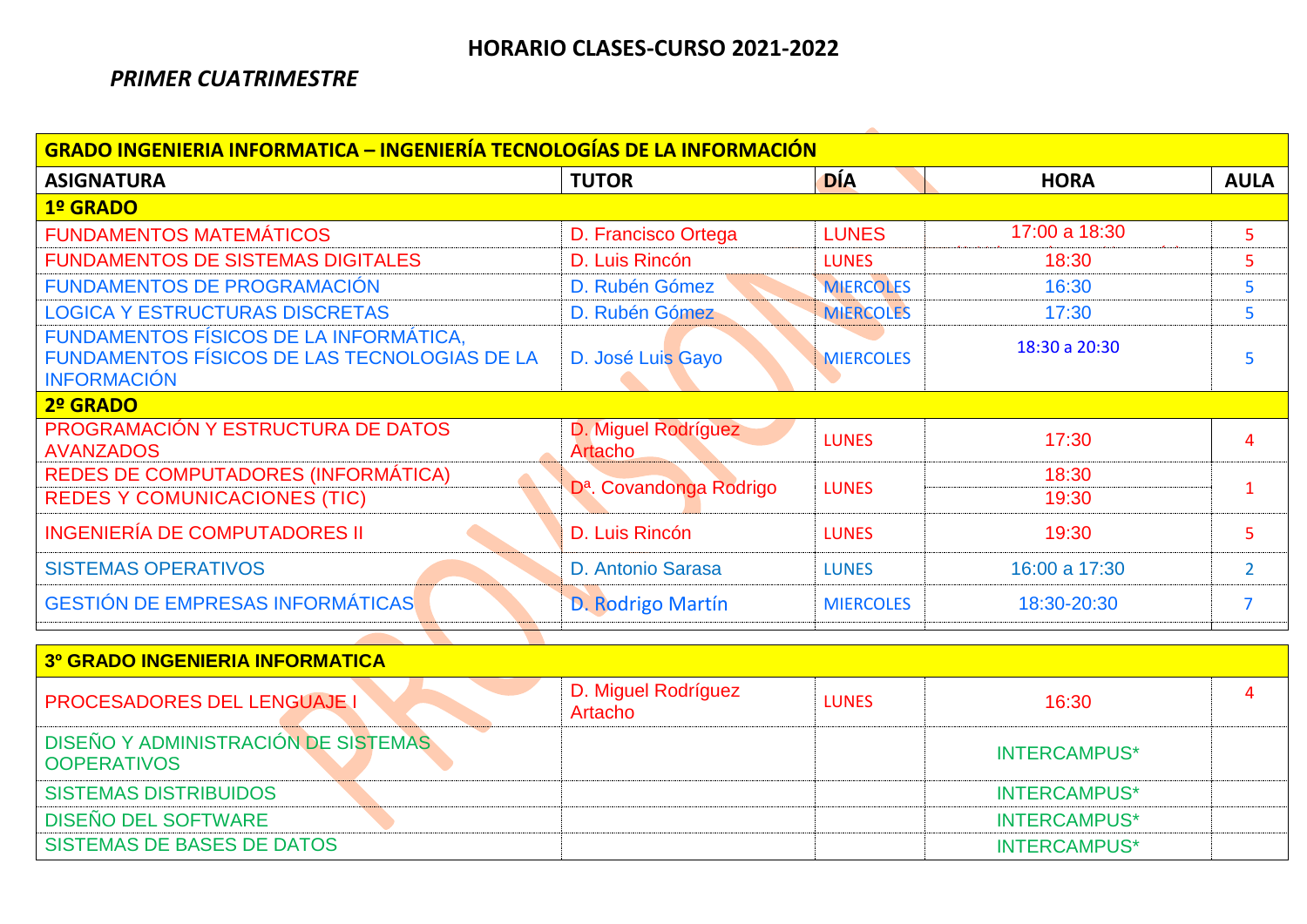# HORARIO CLASES-CURSO 2021-2022

*PRIMER CUATRIMESTRE*

| GRADO INGENIERIA INFORMATICA – INGENIERÍA TECNOLOGÍAS DE LA INFORMACIÓN | | | | |
|---|---|---|---|---|
| **ASIGNATURA** | **TUTOR** | **DÍA** | **HORA** | **AULA** |
| **1º GRADO** | | | | |
| FUNDAMENTOS MATEMÁTICOS | D. Francisco Ortega | LUNES | 17:00 a 18:30 | 5 |
| FUNDAMENTOS DE SISTEMAS DIGITALES | D. Luis Rincón | LUNES | 18:30 | 5 |
| FUNDAMENTOS DE PROGRAMACIÓN | D. Rubén Gómez | MIERCOLES | 16:30 | 5 |
| LOGICA Y ESTRUCTURAS DISCRETAS | D. Rubén Gómez | MIERCOLES | 17:30 | 5 |
| FUNDAMENTOS FÍSICOS DE LA INFORMÁTICA, FUNDAMENTOS FÍSICOS DE LAS TECNOLOGIAS DE LA INFORMACIÓN | D. José Luis Gayo | MIERCOLES | 18:30 a 20:30 | 5 |
| **2º GRADO** | | | | |
| PROGRAMACIÓN Y ESTRUCTURA DE DATOS AVANZADOS | D. Miguel Rodríguez Artacho | LUNES | 17:30 | 4 |
| REDES DE COMPUTADORES (INFORMÁTICA) | Dª. Covandonga Rodrigo | LUNES | 18:30 | 1 |
| REDES Y COMUNICACIONES (TIC) | Dª. Covandonga Rodrigo | LUNES | 19:30 | 1 |
| INGENIERÍA DE COMPUTADORES II | D. Luis Rincón | LUNES | 19:30 | 5 |
| SISTEMAS OPERATIVOS | D. Antonio Sarasa | LUNES | 16:00 a 17:30 | 2 |
| GESTIÓN DE EMPRESAS INFORMÁTICAS | D. Rodrigo Martín | MIERCOLES | 18:30-20:30 | 7 |

| 3º GRADO INGENIERIA INFORMATICA | | | | |
|---|---|---|---|---|
| PROCESADORES DEL LENGUAJE I | D. Miguel Rodríguez Artacho | LUNES | 16:30 | 4 |
| DISEÑO Y ADMINISTRACIÓN DE SISTEMAS OOPERATIVOS | | | INTERCAMPUS* | |
| SISTEMAS DISTRIBUIDOS | | | INTERCAMPUS* | |
| DISEÑO DEL SOFTWARE | | | INTERCAMPUS* | |
| SISTEMAS DE BASES DE DATOS | | | INTERCAMPUS* | |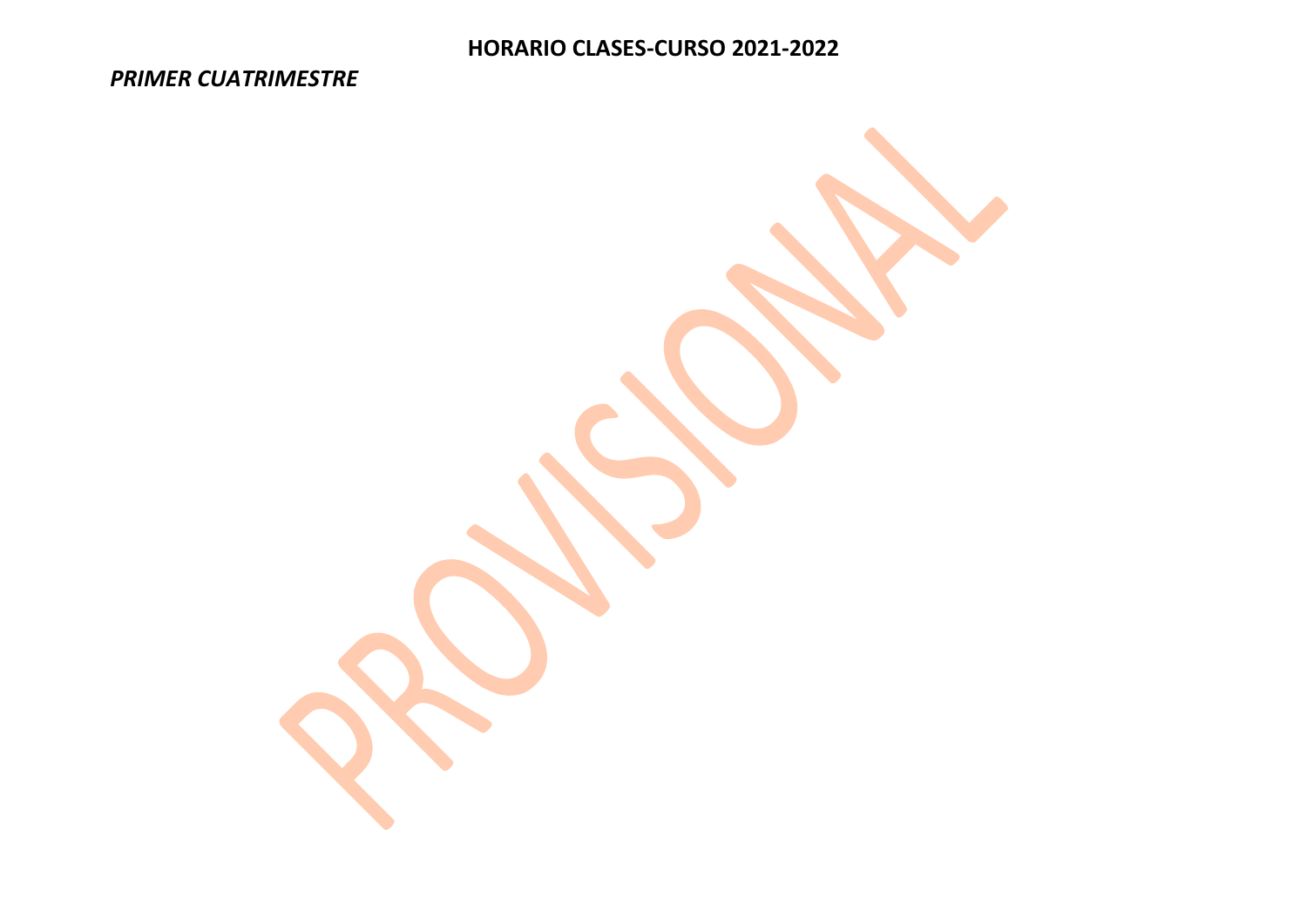# HORARIO CLASES-CURSO 2021-2022

***PRIMER CUATRIMESTRE***

PROVISIONAL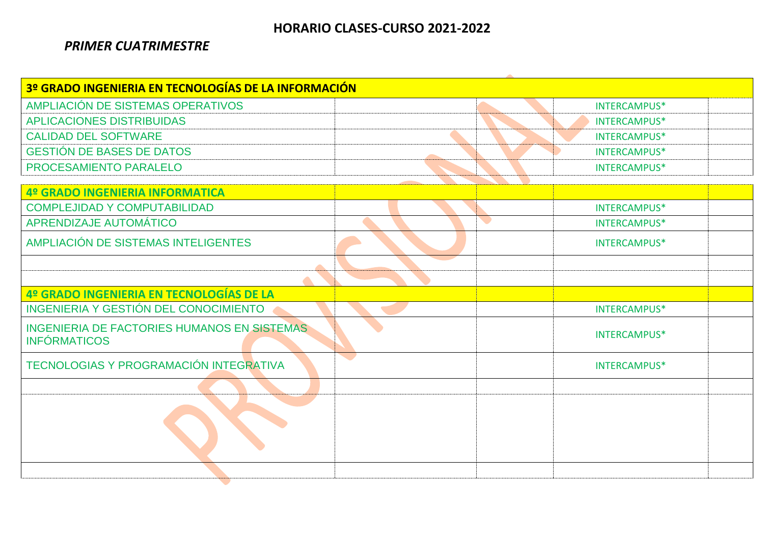## HORARIO CLASES-CURSO 2021-2022

### *PRIMER CUATRIMESTRE*

| | | | | |
|---|---|---|---|---|
| **3º GRADO INGENIERIA EN TECNOLOGÍAS DE LA INFORMACIÓN** | | | | |
| AMPLIACIÓN DE SISTEMAS OPERATIVOS | | | INTERCAMPUS* | |
| APLICACIONES DISTRIBUIDAS | | | INTERCAMPUS* | |
| CALIDAD DEL SOFTWARE | | | INTERCAMPUS* | |
| GESTIÓN DE BASES DE DATOS | | | INTERCAMPUS* | |
| PROCESAMIENTO PARALELO | | | INTERCAMPUS* | |

| | | | | |
|---|---|---|---|---|
| **4º GRADO INGENIERIA INFORMATICA** | | | | |
| COMPLEJIDAD Y COMPUTABILIDAD | | | INTERCAMPUS* | |
| APRENDIZAJE AUTOMÁTICO | | | INTERCAMPUS* | |
| AMPLIACIÓN DE SISTEMAS INTELIGENTES | | | INTERCAMPUS* | |
| | | | | |
| | | | | |
| **4º GRADO INGENIERIA EN TECNOLOGÍAS DE LA** | | | | |
| INGENIERIA Y GESTIÓN DEL CONOCIMIENTO | | | INTERCAMPUS* | |
| INGENIERIA DE FACTORIES HUMANOS EN SISTEMAS INFÓRMATICOS | | | INTERCAMPUS* | |
| TECNOLOGIAS Y PROGRAMACIÓN INTEGRATIVA | | | INTERCAMPUS* | |
| | | | | |
| | | | | |
| | | | | |

PROVISIONAL